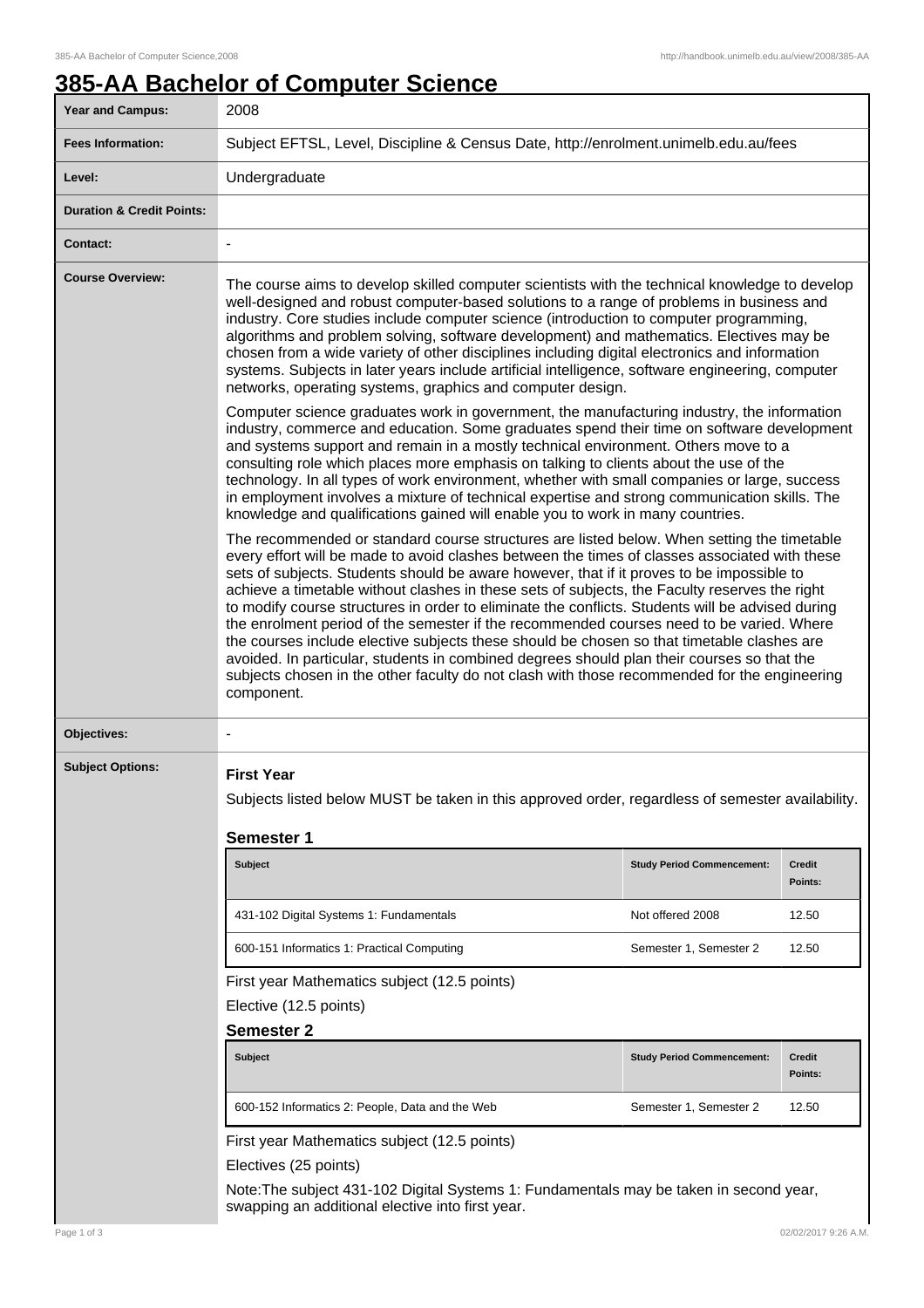# 385-AA Bachelor of Computer Science

| | |
|---|---|
| **Year and Campus:** | 2008 |
| **Fees Information:** | Subject EFTSL, Level, Discipline & Census Date, http://enrolment.unimelb.edu.au/fees |
| **Level:** | Undergraduate |
| **Duration & Credit Points:** | |
| **Contact:** | - |

**Course Overview:**

The course aims to develop skilled computer scientists with the technical knowledge to develop well-designed and robust computer-based solutions to a range of problems in business and industry. Core studies include computer science (introduction to computer programming, algorithms and problem solving, software development) and mathematics. Electives may be chosen from a wide variety of other disciplines including digital electronics and information systems. Subjects in later years include artificial intelligence, software engineering, computer networks, operating systems, graphics and computer design.

Computer science graduates work in government, the manufacturing industry, the information industry, commerce and education. Some graduates spend their time on software development and systems support and remain in a mostly technical environment. Others move to a consulting role which places more emphasis on talking to clients about the use of the technology. In all types of work environment, whether with small companies or large, success in employment involves a mixture of technical expertise and strong communication skills. The knowledge and qualifications gained will enable you to work in many countries.

The recommended or standard course structures are listed below. When setting the timetable every effort will be made to avoid clashes between the times of classes associated with these sets of subjects. Students should be aware however, that if it proves to be impossible to achieve a timetable without clashes in these sets of subjects, the Faculty reserves the right to modify course structures in order to eliminate the conflicts. Students will be advised during the enrolment period of the semester if the recommended courses need to be varied. Where the courses include elective subjects these should be chosen so that timetable clashes are avoided. In particular, students in combined degrees should plan their courses so that the subjects chosen in the other faculty do not clash with those recommended for the engineering component.

**Objectives:** -

**Subject Options:**

### First Year

Subjects listed below MUST be taken in this approved order, regardless of semester availability.

#### Semester 1

| Subject | Study Period Commencement: | Credit Points: |
|---|---|---|
| 431-102 Digital Systems 1: Fundamentals | Not offered 2008 | 12.50 |
| 600-151 Informatics 1: Practical Computing | Semester 1, Semester 2 | 12.50 |

First year Mathematics subject (12.5 points)

Elective (12.5 points)

#### Semester 2

| Subject | Study Period Commencement: | Credit Points: |
|---|---|---|
| 600-152 Informatics 2: People, Data and the Web | Semester 1, Semester 2 | 12.50 |

First year Mathematics subject (12.5 points)

Electives (25 points)

Note:The subject 431-102 Digital Systems 1: Fundamentals may be taken in second year, swapping an additional elective into first year.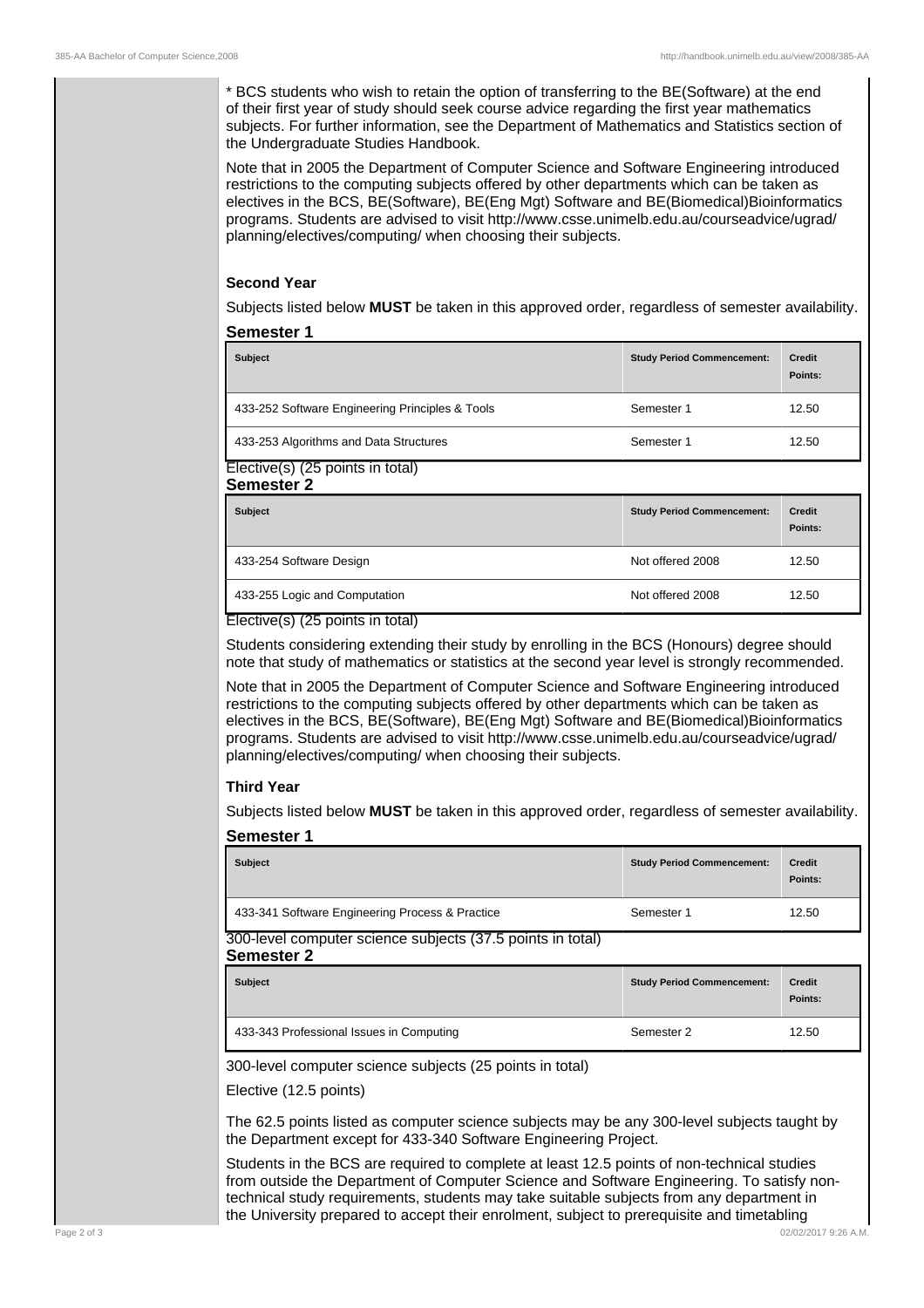* BCS students who wish to retain the option of transferring to the BE(Software) at the end of their first year of study should seek course advice regarding the first year mathematics subjects. For further information, see the Department of Mathematics and Statistics section of the Undergraduate Studies Handbook.

Note that in 2005 the Department of Computer Science and Software Engineering introduced restrictions to the computing subjects offered by other departments which can be taken as electives in the BCS, BE(Software), BE(Eng Mgt) Software and BE(Biomedical)Bioinformatics programs. Students are advised to visit http://www.csse.unimelb.edu.au/courseadvice/ugrad/planning/electives/computing/ when choosing their subjects.

### Second Year

Subjects listed below **MUST** be taken in this approved order, regardless of semester availability.

#### Semester 1

| Subject | Study Period Commencement: | Credit Points: |
| --- | --- | --- |
| 433-252 Software Engineering Principles & Tools | Semester 1 | 12.50 |
| 433-253 Algorithms and Data Structures | Semester 1 | 12.50 |

Elective(s) (25 points in total)

#### Semester 2

| Subject | Study Period Commencement: | Credit Points: |
| --- | --- | --- |
| 433-254 Software Design | Not offered 2008 | 12.50 |
| 433-255 Logic and Computation | Not offered 2008 | 12.50 |

Elective(s) (25 points in total)

Students considering extending their study by enrolling in the BCS (Honours) degree should note that study of mathematics or statistics at the second year level is strongly recommended.

Note that in 2005 the Department of Computer Science and Software Engineering introduced restrictions to the computing subjects offered by other departments which can be taken as electives in the BCS, BE(Software), BE(Eng Mgt) Software and BE(Biomedical)Bioinformatics programs. Students are advised to visit http://www.csse.unimelb.edu.au/courseadvice/ugrad/planning/electives/computing/ when choosing their subjects.

### Third Year

Subjects listed below **MUST** be taken in this approved order, regardless of semester availability.

#### Semester 1

| Subject | Study Period Commencement: | Credit Points: |
| --- | --- | --- |
| 433-341 Software Engineering Process & Practice | Semester 1 | 12.50 |

300-level computer science subjects (37.5 points in total)

#### Semester 2

| Subject | Study Period Commencement: | Credit Points: |
| --- | --- | --- |
| 433-343 Professional Issues in Computing | Semester 2 | 12.50 |

300-level computer science subjects (25 points in total)

Elective (12.5 points)

The 62.5 points listed as computer science subjects may be any 300-level subjects taught by the Department except for 433-340 Software Engineering Project.

Students in the BCS are required to complete at least 12.5 points of non-technical studies from outside the Department of Computer Science and Software Engineering. To satisfy non-technical study requirements, students may take suitable subjects from any department in the University prepared to accept their enrolment, subject to prerequisite and timetabling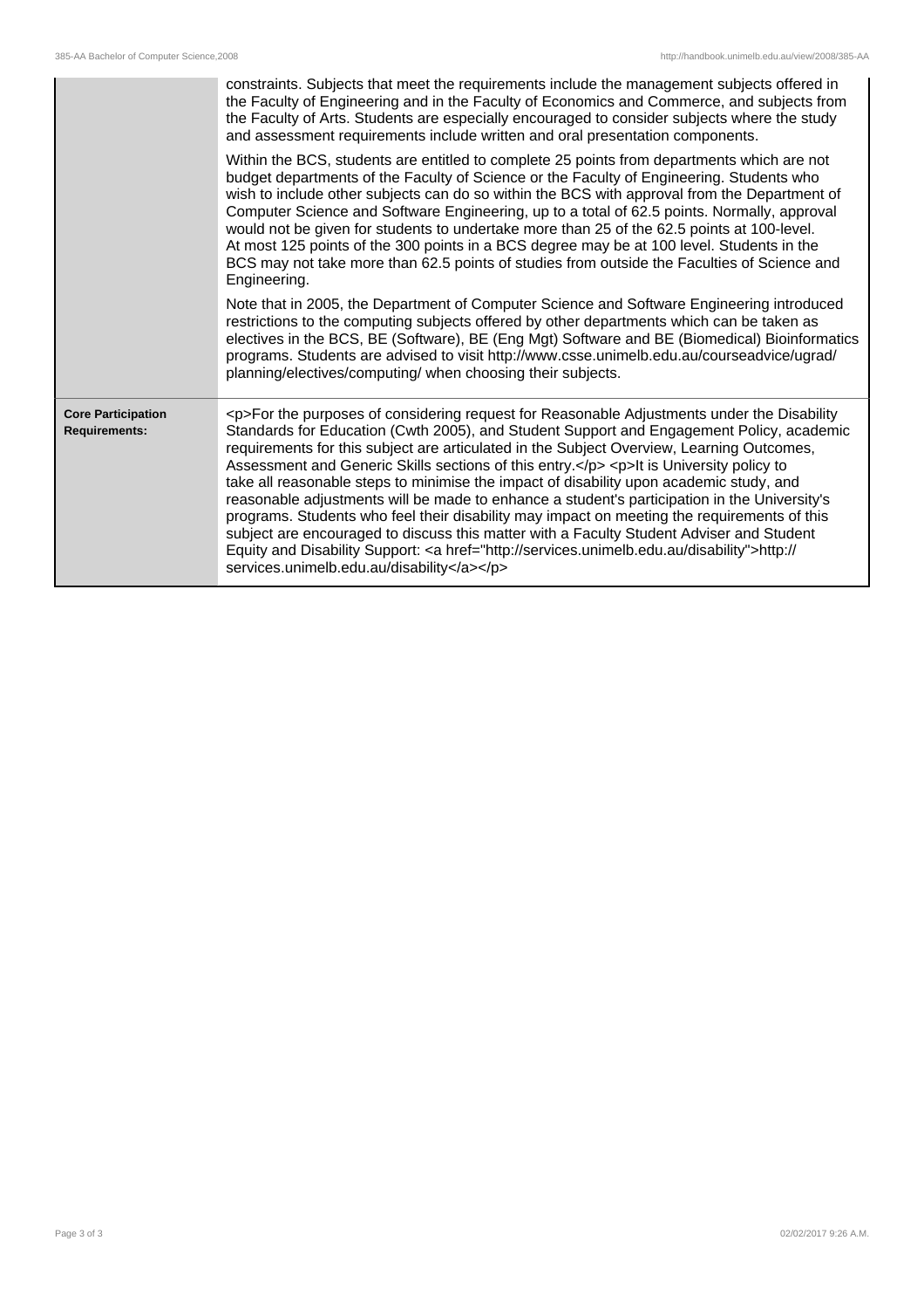| | |
|---|---|
| | constraints. Subjects that meet the requirements include the management subjects offered in the Faculty of Engineering and in the Faculty of Economics and Commerce, and subjects from the Faculty of Arts. Students are especially encouraged to consider subjects where the study and assessment requirements include written and oral presentation components.<br><br>Within the BCS, students are entitled to complete 25 points from departments which are not budget departments of the Faculty of Science or the Faculty of Engineering. Students who wish to include other subjects can do so within the BCS with approval from the Department of Computer Science and Software Engineering, up to a total of 62.5 points. Normally, approval would not be given for students to undertake more than 25 of the 62.5 points at 100-level. At most 125 points of the 300 points in a BCS degree may be at 100 level. Students in the BCS may not take more than 62.5 points of studies from outside the Faculties of Science and Engineering.<br><br>Note that in 2005, the Department of Computer Science and Software Engineering introduced restrictions to the computing subjects offered by other departments which can be taken as electives in the BCS, BE (Software), BE (Eng Mgt) Software and BE (Biomedical) Bioinformatics programs. Students are advised to visit http://www.csse.unimelb.edu.au/courseadvice/ugrad/planning/electives/computing/ when choosing their subjects. |
| **Core Participation Requirements:** | <p>For the purposes of considering request for Reasonable Adjustments under the Disability Standards for Education (Cwth 2005), and Student Support and Engagement Policy, academic requirements for this subject are articulated in the Subject Overview, Learning Outcomes, Assessment and Generic Skills sections of this entry.</p> <p>It is University policy to take all reasonable steps to minimise the impact of disability upon academic study, and reasonable adjustments will be made to enhance a student's participation in the University's programs. Students who feel their disability may impact on meeting the requirements of this subject are encouraged to discuss this matter with a Faculty Student Adviser and Student Equity and Disability Support: <a href="http://services.unimelb.edu.au/disability">http://services.unimelb.edu.au/disability</a></p> |